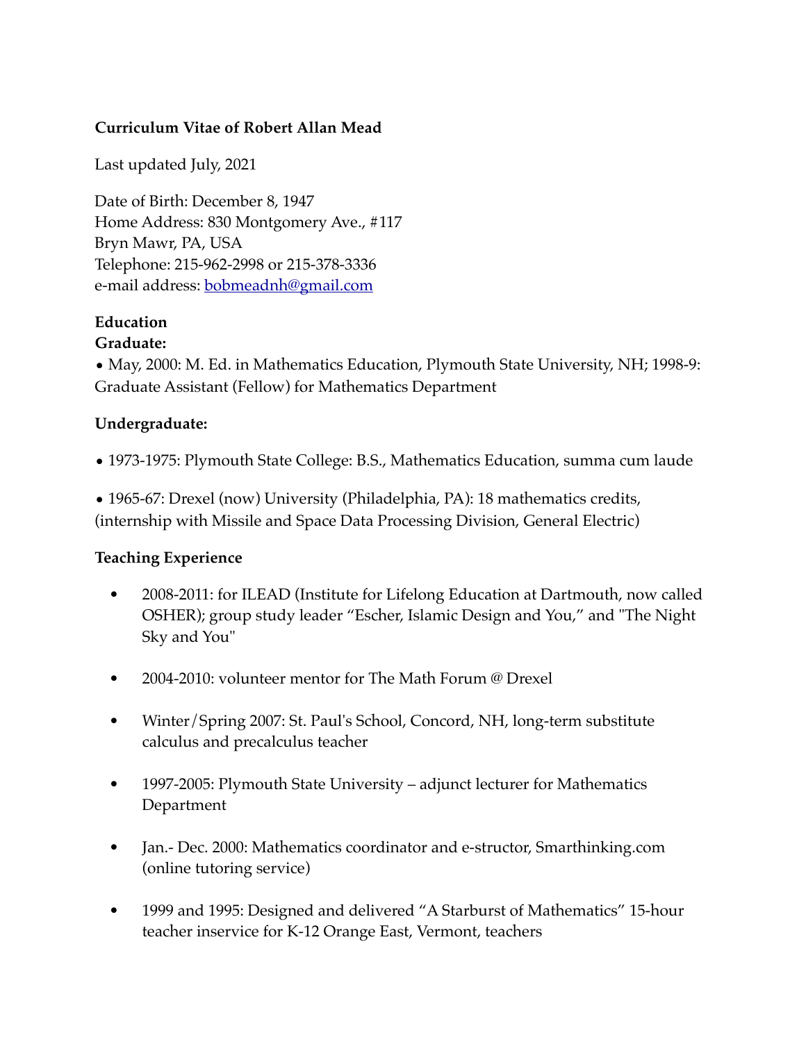**Curriculum Vitae of Robert Allan Mead**

Last updated July, 2021

Date of Birth: December 8, 1947
Home Address: 830 Montgomery Ave., #117
Bryn Mawr, PA, USA
Telephone: 215-962-2998 or 215-378-3336
e-mail address: bobmeadnh@gmail.com

**Education**

**Graduate:**

• May, 2000: M. Ed. in Mathematics Education, Plymouth State University, NH; 1998-9: Graduate Assistant (Fellow) for Mathematics Department

**Undergraduate:**

• 1973-1975: Plymouth State College: B.S., Mathematics Education, summa cum laude

• 1965-67: Drexel (now) University (Philadelphia, PA): 18 mathematics credits, (internship with Missile and Space Data Processing Division, General Electric)

**Teaching Experience**

- 2008-2011: for ILEAD (Institute for Lifelong Education at Dartmouth, now called OSHER); group study leader "Escher, Islamic Design and You," and "The Night Sky and You"

- 2004-2010: volunteer mentor for The Math Forum @ Drexel

- Winter/Spring 2007: St. Paul's School, Concord, NH, long-term substitute calculus and precalculus teacher

- 1997-2005: Plymouth State University – adjunct lecturer for Mathematics Department

- Jan.- Dec. 2000: Mathematics coordinator and e-structor, Smarthinking.com (online tutoring service)

- 1999 and 1995: Designed and delivered "A Starburst of Mathematics" 15-hour teacher inservice for K-12 Orange East, Vermont, teachers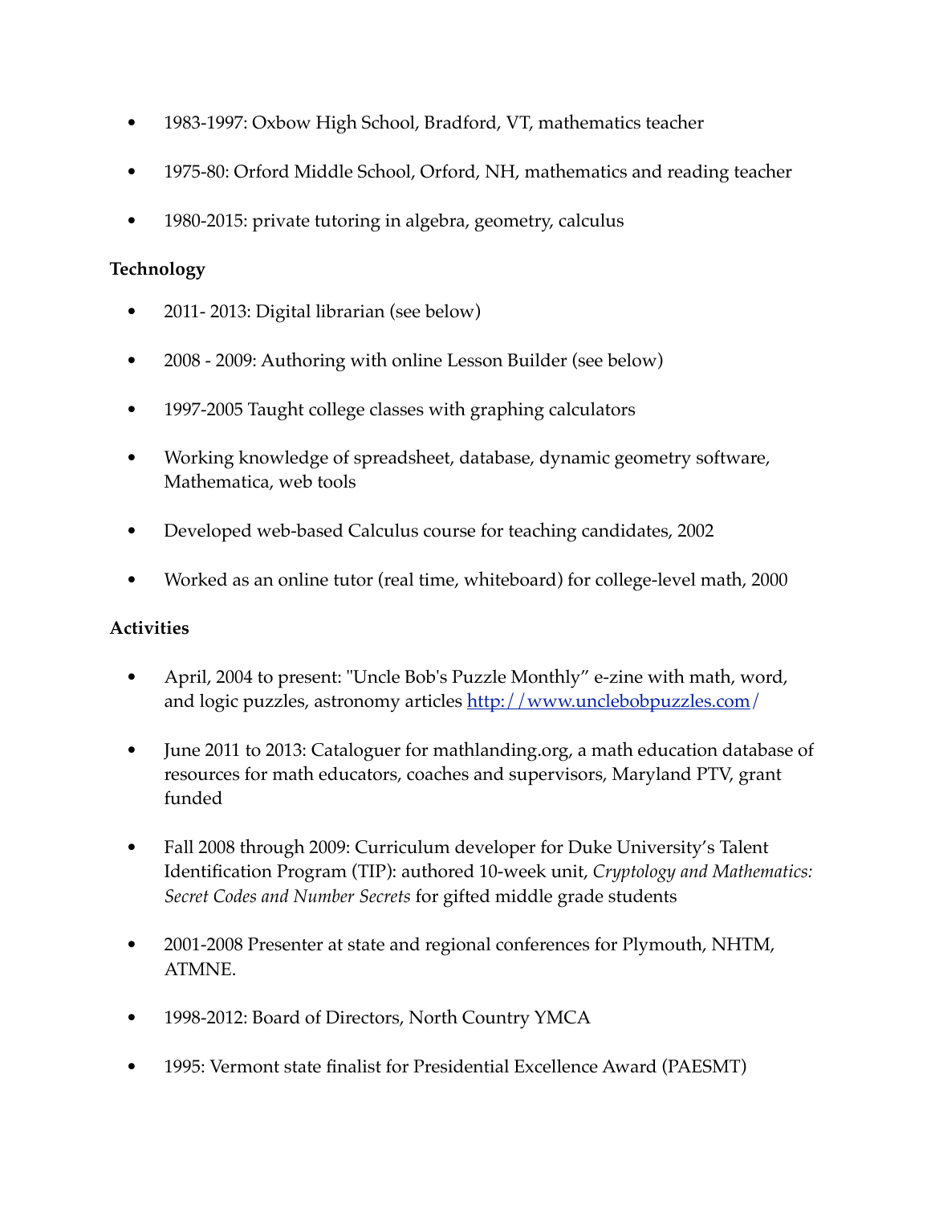- 1983-1997: Oxbow High School, Bradford, VT, mathematics teacher
- 1975-80: Orford Middle School, Orford, NH, mathematics and reading teacher
- 1980-2015: private tutoring in algebra, geometry, calculus

**Technology**

- 2011- 2013: Digital librarian (see below)
- 2008 - 2009: Authoring with online Lesson Builder (see below)
- 1997-2005 Taught college classes with graphing calculators
- Working knowledge of spreadsheet, database, dynamic geometry software, Mathematica, web tools
- Developed web-based Calculus course for teaching candidates, 2002
- Worked as an online tutor (real time, whiteboard) for college-level math, 2000

**Activities**

- April, 2004 to present: "Uncle Bob's Puzzle Monthly" e-zine with math, word, and logic puzzles, astronomy articles [http://www.unclebobpuzzles.com/](http://www.unclebobpuzzles.com/)
- June 2011 to 2013: Cataloguer for mathlanding.org, a math education database of resources for math educators, coaches and supervisors, Maryland PTV, grant funded
- Fall 2008 through 2009: Curriculum developer for Duke University's Talent Identification Program (TIP): authored 10-week unit, *Cryptology and Mathematics: Secret Codes and Number Secrets* for gifted middle grade students
- 2001-2008 Presenter at state and regional conferences for Plymouth, NHTM, ATMNE.
- 1998-2012: Board of Directors, North Country YMCA
- 1995: Vermont state finalist for Presidential Excellence Award (PAESMT)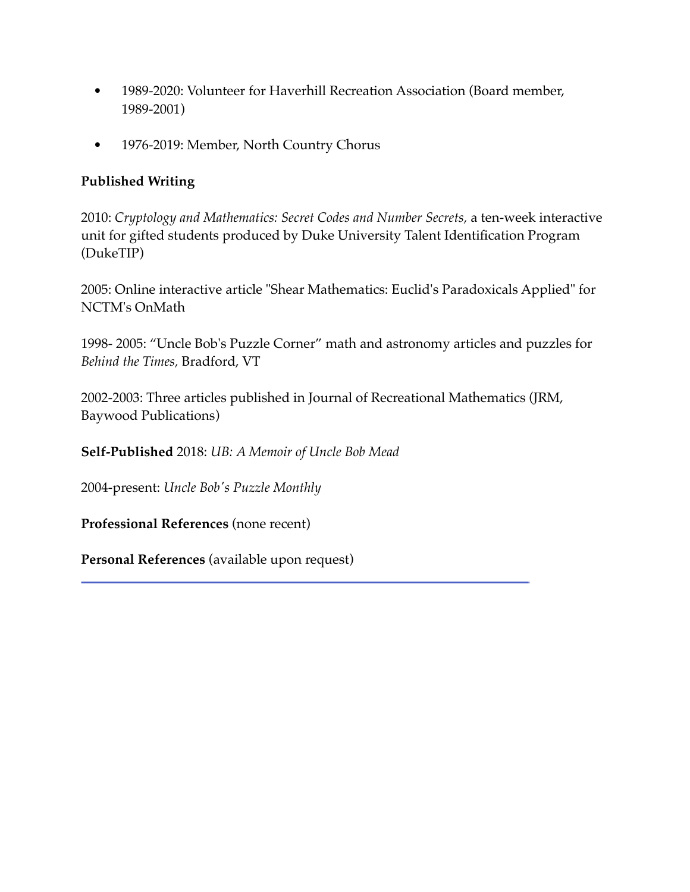- 1989-2020: Volunteer for Haverhill Recreation Association (Board member, 1989-2001)
- 1976-2019: Member, North Country Chorus

**Published Writing**

2010: *Cryptology and Mathematics: Secret Codes and Number Secrets*, a ten-week interactive unit for gifted students produced by Duke University Talent Identification Program (DukeTIP)

2005: Online interactive article "Shear Mathematics: Euclid's Paradoxicals Applied" for NCTM's OnMath

1998- 2005: "Uncle Bob's Puzzle Corner" math and astronomy articles and puzzles for *Behind the Times,* Bradford, VT

2002-2003: Three articles published in Journal of Recreational Mathematics (JRM, Baywood Publications)

**Self-Published** 2018: *UB: A Memoir of Uncle Bob Mead*

2004-present: *Uncle Bob's Puzzle Monthly*

**Professional References** (none recent)

**Personal References** (available upon request)